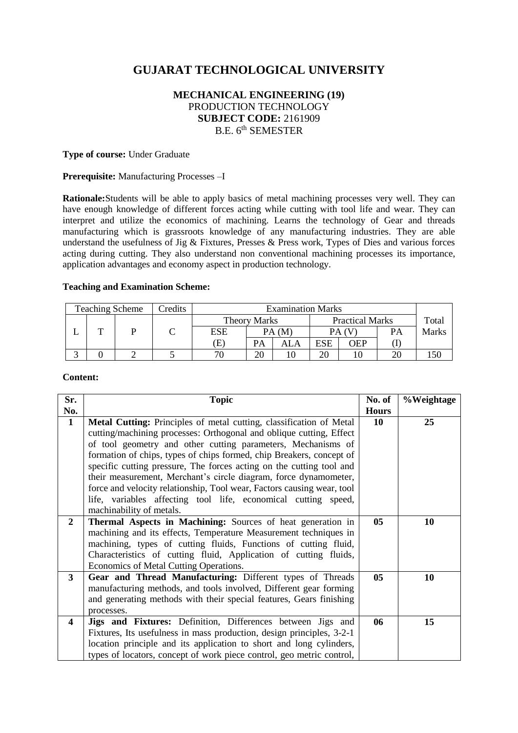# GUJARAT TECHNOLOGICAL UNIVERSITY

**MECHANICAL ENGINEERING (19)**
PRODUCTION TECHNOLOGY
**SUBJECT CODE:** 2161909
B.E. 6th SEMESTER

**Type of course:** Under Graduate

**Prerequisite:** Manufacturing Processes –I

**Rationale:**Students will be able to apply basics of metal machining processes very well. They can have enough knowledge of different forces acting while cutting with tool life and wear. They can interpret and utilize the economics of machining. Learns the technology of Gear and threads manufacturing which is grassroots knowledge of any manufacturing industries. They are able understand the usefulness of Jig & Fixtures, Presses & Press work, Types of Dies and various forces acting during cutting. They also understand non conventional machining processes its importance, application advantages and economy aspect in production technology.

**Teaching and Examination Scheme:**

| Teaching Scheme | | | Credits | Examination Marks | | | | | | Total Marks |
|---|---|---|---|---|---|---|---|---|---|---|
| | | | | Theory Marks | | | Practical Marks | | | |
| L | T | P | C | ESE | PA (M) | | PA (V) | | PA | |
| | | | | (E) | PA | ALA | ESE | OEP | (I) | |
| 3 | 0 | 2 | 5 | 70 | 20 | 10 | 20 | 10 | 20 | 150 |

**Content:**

| Sr. No. | Topic | No. of Hours | %Weightage |
|---|---|---|---|
| **1** | **Metal Cutting:** Principles of metal cutting, classification of Metal cutting/machining processes: Orthogonal and oblique cutting, Effect of tool geometry and other cutting parameters, Mechanisms of formation of chips, types of chips formed, chip Breakers, concept of specific cutting pressure, The forces acting on the cutting tool and their measurement, Merchant's circle diagram, force dynamometer, force and velocity relationship, Tool wear, Factors causing wear, tool life, variables affecting tool life, economical cutting speed, machinability of metals. | **10** | **25** |
| **2** | **Thermal Aspects in Machining:** Sources of heat generation in machining and its effects, Temperature Measurement techniques in machining, types of cutting fluids, Functions of cutting fluid, Characteristics of cutting fluid, Application of cutting fluids, Economics of Metal Cutting Operations. | **05** | **10** |
| **3** | **Gear and Thread Manufacturing:** Different types of Threads manufacturing methods, and tools involved, Different gear forming and generating methods with their special features, Gears finishing processes. | **05** | **10** |
| **4** | **Jigs and Fixtures:** Definition, Differences between Jigs and Fixtures, Its usefulness in mass production, design principles, 3-2-1 location principle and its application to short and long cylinders, types of locators, concept of work piece control, geo metric control, | **06** | **15** |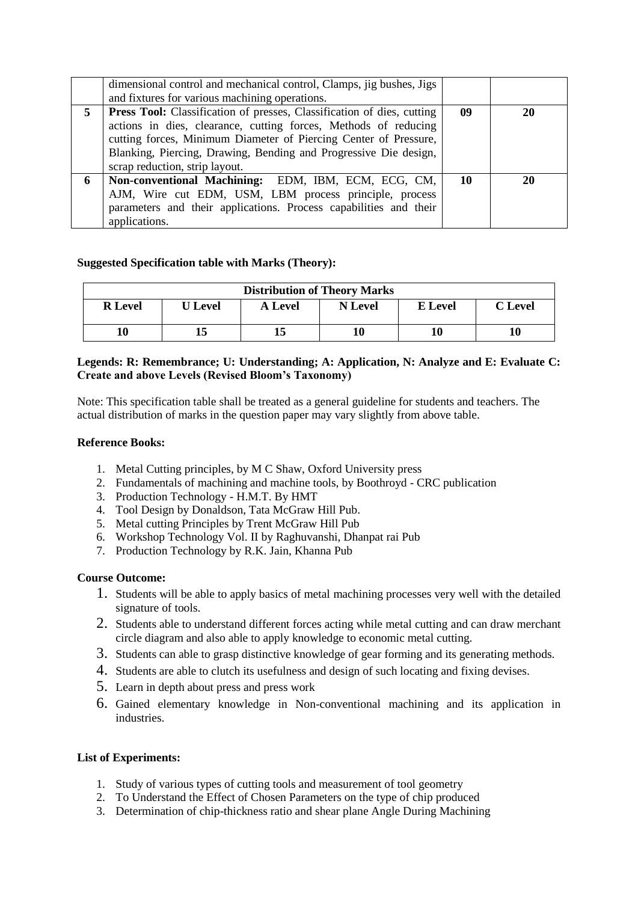|   | dimensional control and mechanical control, Clamps, jig bushes, Jigs and fixtures for various machining operations. |   |   |
|---|---|---|---|
| **5** | **Press Tool:** Classification of presses, Classification of dies, cutting actions in dies, clearance, cutting forces, Methods of reducing cutting forces, Minimum Diameter of Piercing Center of Pressure, Blanking, Piercing, Drawing, Bending and Progressive Die design, scrap reduction, strip layout. | **09** | **20** |
| **6** | **Non-conventional Machining:** EDM, IBM, ECM, ECG, CM, AJM, Wire cut EDM, USM, LBM process principle, process parameters and their applications. Process capabilities and their applications. | **10** | **20** |

**Suggested Specification table with Marks (Theory):**

| **Distribution of Theory Marks** | | | | | |
|---|---|---|---|---|---|
| **R Level** | **U Level** | **A Level** | **N Level** | **E Level** | **C Level** |
| **10** | **15** | **15** | **10** | **10** | **10** |

**Legends: R: Remembrance; U: Understanding; A: Application, N: Analyze and E: Evaluate C: Create and above Levels (Revised Bloom's Taxonomy)**

Note: This specification table shall be treated as a general guideline for students and teachers. The actual distribution of marks in the question paper may vary slightly from above table.

**Reference Books:**

1. Metal Cutting principles, by M C Shaw, Oxford University press
2. Fundamentals of machining and machine tools, by Boothroyd - CRC publication
3. Production Technology - H.M.T. By HMT
4. Tool Design by Donaldson, Tata McGraw Hill Pub.
5. Metal cutting Principles by Trent McGraw Hill Pub
6. Workshop Technology Vol. II by Raghuvanshi, Dhanpat rai Pub
7. Production Technology by R.K. Jain, Khanna Pub

**Course Outcome:**

1. Students will be able to apply basics of metal machining processes very well with the detailed signature of tools.
2. Students able to understand different forces acting while metal cutting and can draw merchant circle diagram and also able to apply knowledge to economic metal cutting.
3. Students can able to grasp distinctive knowledge of gear forming and its generating methods.
4. Students are able to clutch its usefulness and design of such locating and fixing devises.
5. Learn in depth about press and press work
6. Gained elementary knowledge in Non-conventional machining and its application in industries.

**List of Experiments:**

1. Study of various types of cutting tools and measurement of tool geometry
2. To Understand the Effect of Chosen Parameters on the type of chip produced
3. Determination of chip-thickness ratio and shear plane Angle During Machining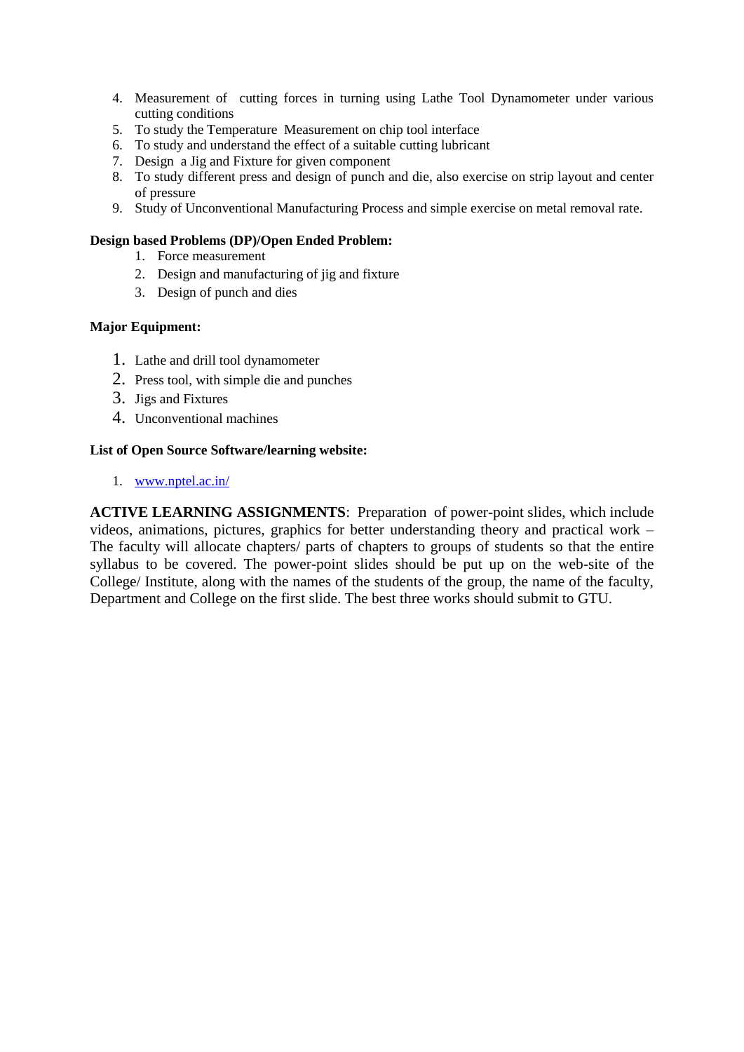4. Measurement of cutting forces in turning using Lathe Tool Dynamometer under various cutting conditions
5. To study the Temperature Measurement on chip tool interface
6. To study and understand the effect of a suitable cutting lubricant
7. Design a Jig and Fixture for given component
8. To study different press and design of punch and die, also exercise on strip layout and center of pressure
9. Study of Unconventional Manufacturing Process and simple exercise on metal removal rate.

**Design based Problems (DP)/Open Ended Problem:**

1. Force measurement
2. Design and manufacturing of jig and fixture
3. Design of punch and dies

**Major Equipment:**

1. Lathe and drill tool dynamometer
2. Press tool, with simple die and punches
3. Jigs and Fixtures
4. Unconventional machines

**List of Open Source Software/learning website:**

1. www.nptel.ac.in/

**ACTIVE LEARNING ASSIGNMENTS**: Preparation of power-point slides, which include videos, animations, pictures, graphics for better understanding theory and practical work – The faculty will allocate chapters/ parts of chapters to groups of students so that the entire syllabus to be covered. The power-point slides should be put up on the web-site of the College/ Institute, along with the names of the students of the group, the name of the faculty, Department and College on the first slide. The best three works should submit to GTU.